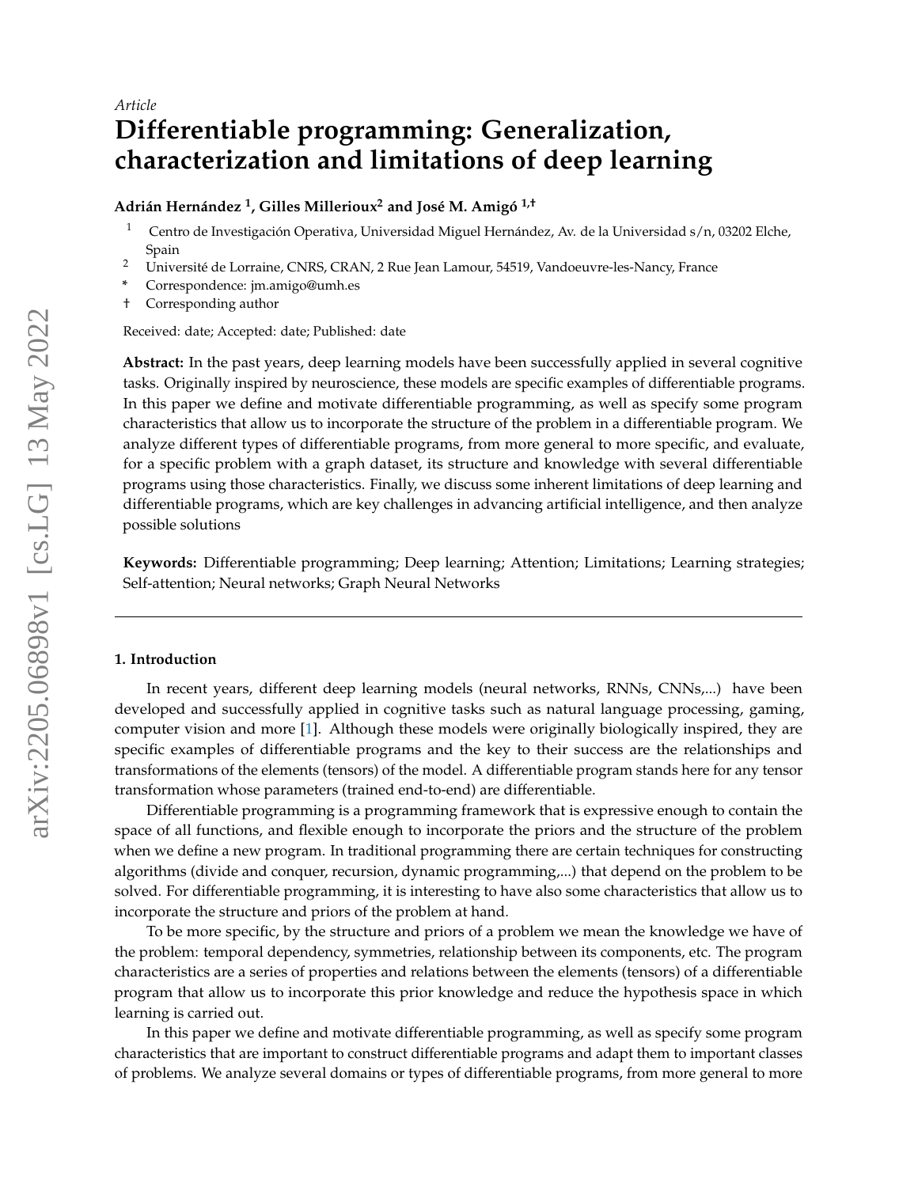*Article*

# Differentiable programming: Generalization, characterization and limitations of deep learning

**Adrián Hernández [1], Gilles Millerioux[2] and José M. Amigó [1,†]**

[1] Centro de Investigación Operativa, Universidad Miguel Hernández, Av. de la Universidad s/n, 03202 Elche, Spain
[2] Université de Lorraine, CNRS, CRAN, 2 Rue Jean Lamour, 54519, Vandoeuvre-les-Nancy, France
* Correspondence: jm.amigo@umh.es
† Corresponding author

Received: date; Accepted: date; Published: date

**Abstract:** In the past years, deep learning models have been successfully applied in several cognitive tasks. Originally inspired by neuroscience, these models are specific examples of differentiable programs. In this paper we define and motivate differentiable programming, as well as specify some program characteristics that allow us to incorporate the structure of the problem in a differentiable program. We analyze different types of differentiable programs, from more general to more specific, and evaluate, for a specific problem with a graph dataset, its structure and knowledge with several differentiable programs using those characteristics. Finally, we discuss some inherent limitations of deep learning and differentiable programs, which are key challenges in advancing artificial intelligence, and then analyze possible solutions

**Keywords:** Differentiable programming; Deep learning; Attention; Limitations; Learning strategies; Self-attention; Neural networks; Graph Neural Networks

## 1. Introduction

In recent years, different deep learning models (neural networks, RNNs, CNNs,...) have been developed and successfully applied in cognitive tasks such as natural language processing, gaming, computer vision and more [1]. Although these models were originally biologically inspired, they are specific examples of differentiable programs and the key to their success are the relationships and transformations of the elements (tensors) of the model. A differentiable program stands here for any tensor transformation whose parameters (trained end-to-end) are differentiable.

Differentiable programming is a programming framework that is expressive enough to contain the space of all functions, and flexible enough to incorporate the priors and the structure of the problem when we define a new program. In traditional programming there are certain techniques for constructing algorithms (divide and conquer, recursion, dynamic programming,...) that depend on the problem to be solved. For differentiable programming, it is interesting to have also some characteristics that allow us to incorporate the structure and priors of the problem at hand.

To be more specific, by the structure and priors of a problem we mean the knowledge we have of the problem: temporal dependency, symmetries, relationship between its components, etc. The program characteristics are a series of properties and relations between the elements (tensors) of a differentiable program that allow us to incorporate this prior knowledge and reduce the hypothesis space in which learning is carried out.

In this paper we define and motivate differentiable programming, as well as specify some program characteristics that are important to construct differentiable programs and adapt them to important classes of problems. We analyze several domains or types of differentiable programs, from more general to more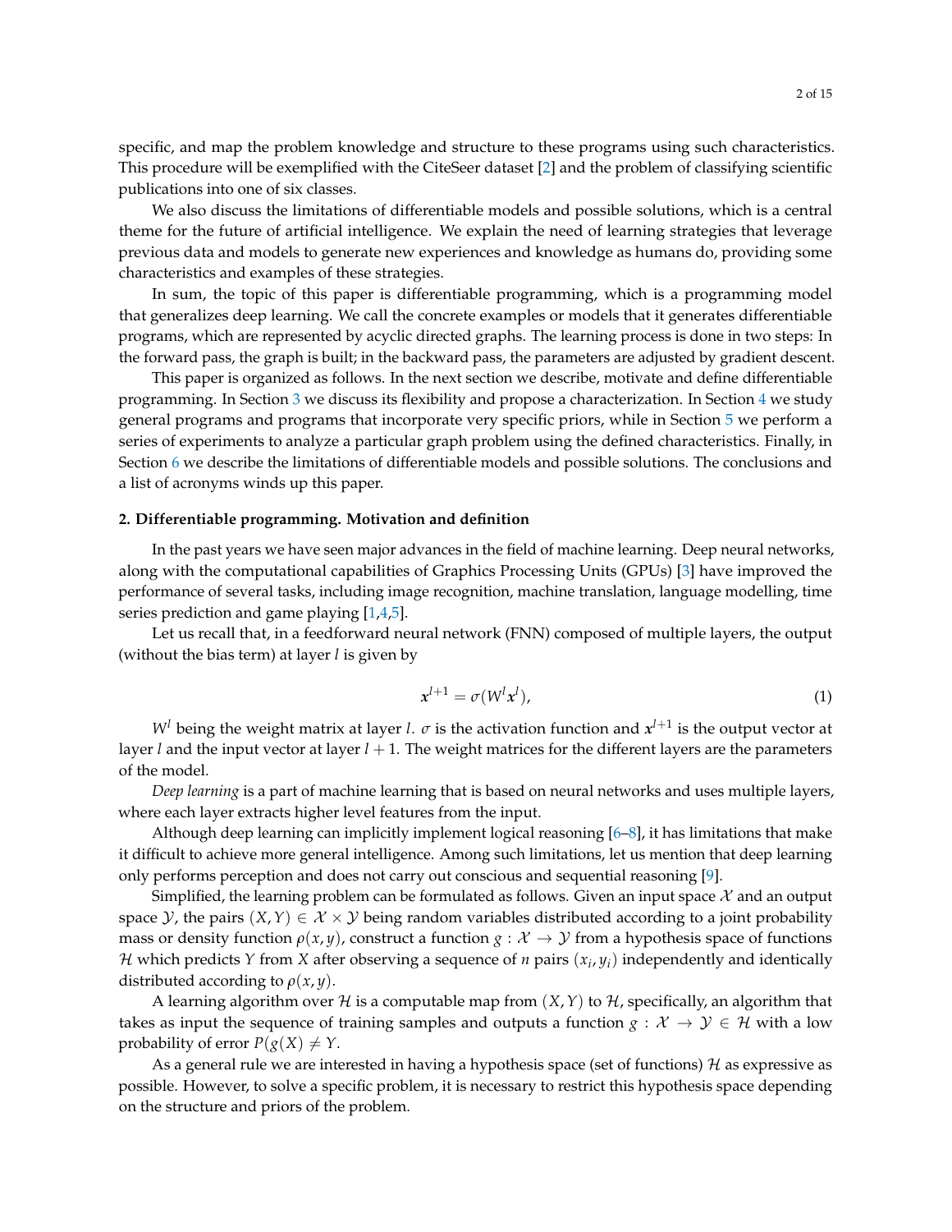specific, and map the problem knowledge and structure to these programs using such characteristics. This procedure will be exemplified with the CiteSeer dataset [2] and the problem of classifying scientific publications into one of six classes.

We also discuss the limitations of differentiable models and possible solutions, which is a central theme for the future of artificial intelligence. We explain the need of learning strategies that leverage previous data and models to generate new experiences and knowledge as humans do, providing some characteristics and examples of these strategies.

In sum, the topic of this paper is differentiable programming, which is a programming model that generalizes deep learning. We call the concrete examples or models that it generates differentiable programs, which are represented by acyclic directed graphs. The learning process is done in two steps: In the forward pass, the graph is built; in the backward pass, the parameters are adjusted by gradient descent.

This paper is organized as follows. In the next section we describe, motivate and define differentiable programming. In Section 3 we discuss its flexibility and propose a characterization. In Section 4 we study general programs and programs that incorporate very specific priors, while in Section 5 we perform a series of experiments to analyze a particular graph problem using the defined characteristics. Finally, in Section 6 we describe the limitations of differentiable models and possible solutions. The conclusions and a list of acronyms winds up this paper.

## 2. Differentiable programming. Motivation and definition

In the past years we have seen major advances in the field of machine learning. Deep neural networks, along with the computational capabilities of Graphics Processing Units (GPUs) [3] have improved the performance of several tasks, including image recognition, machine translation, language modelling, time series prediction and game playing [1,4,5].

Let us recall that, in a feedforward neural network (FNN) composed of multiple layers, the output (without the bias term) at layer $l$ is given by

$$\boldsymbol{x}^{l+1} = \sigma(W^l \boldsymbol{x}^l), \tag{1}$$

$W^l$ being the weight matrix at layer $l$. $\sigma$ is the activation function and $\boldsymbol{x}^{l+1}$ is the output vector at layer $l$ and the input vector at layer $l+1$. The weight matrices for the different layers are the parameters of the model.

*Deep learning* is a part of machine learning that is based on neural networks and uses multiple layers, where each layer extracts higher level features from the input.

Although deep learning can implicitly implement logical reasoning [6–8], it has limitations that make it difficult to achieve more general intelligence. Among such limitations, let us mention that deep learning only performs perception and does not carry out conscious and sequential reasoning [9].

Simplified, the learning problem can be formulated as follows. Given an input space $\mathcal{X}$ and an output space $\mathcal{Y}$, the pairs $(X, Y) \in \mathcal{X} \times \mathcal{Y}$ being random variables distributed according to a joint probability mass or density function $\rho(x, y)$, construct a function $g : \mathcal{X} \to \mathcal{Y}$ from a hypothesis space of functions $\mathcal{H}$ which predicts $Y$ from $X$ after observing a sequence of $n$ pairs $(x_i, y_i)$ independently and identically distributed according to $\rho(x, y)$.

A learning algorithm over $\mathcal{H}$ is a computable map from $(X, Y)$ to $\mathcal{H}$, specifically, an algorithm that takes as input the sequence of training samples and outputs a function $g : \mathcal{X} \to \mathcal{Y} \in \mathcal{H}$ with a low probability of error $P(g(X) \neq Y$.

As a general rule we are interested in having a hypothesis space (set of functions) $\mathcal{H}$ as expressive as possible. However, to solve a specific problem, it is necessary to restrict this hypothesis space depending on the structure and priors of the problem.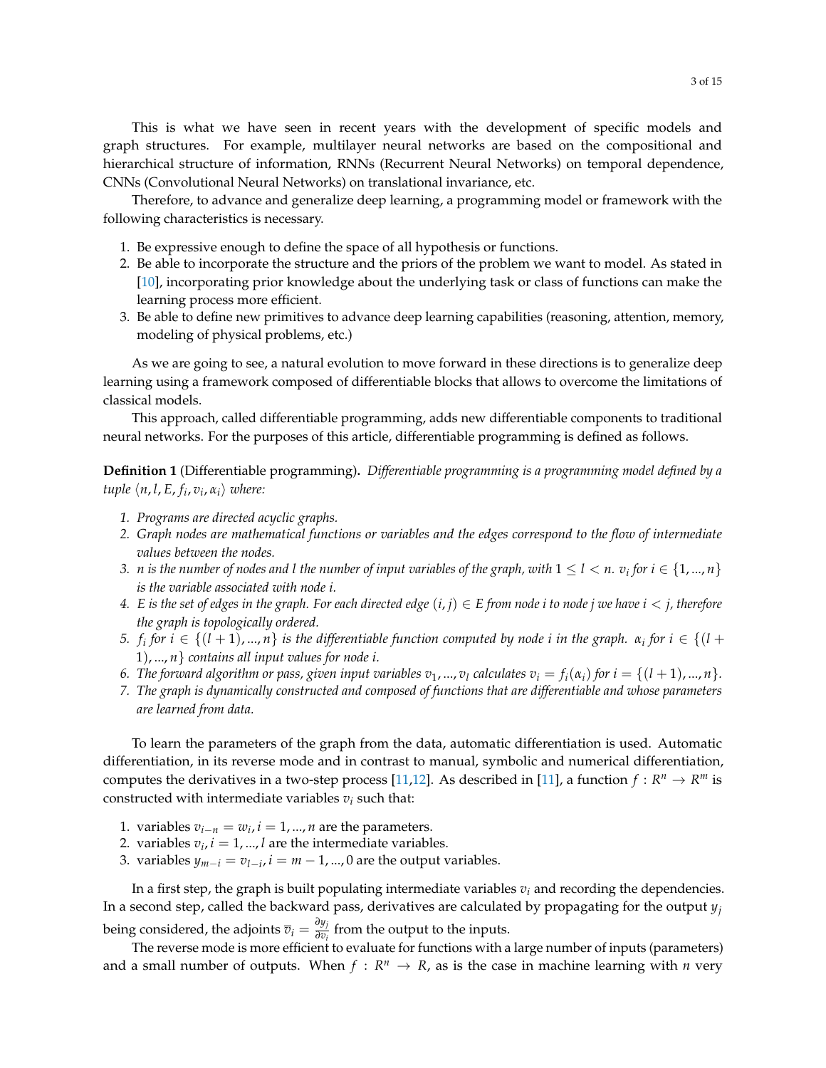This is what we have seen in recent years with the development of specific models and graph structures. For example, multilayer neural networks are based on the compositional and hierarchical structure of information, RNNs (Recurrent Neural Networks) on temporal dependence, CNNs (Convolutional Neural Networks) on translational invariance, etc.

Therefore, to advance and generalize deep learning, a programming model or framework with the following characteristics is necessary.

1. Be expressive enough to define the space of all hypothesis or functions.
2. Be able to incorporate the structure and the priors of the problem we want to model. As stated in [10], incorporating prior knowledge about the underlying task or class of functions can make the learning process more efficient.
3. Be able to define new primitives to advance deep learning capabilities (reasoning, attention, memory, modeling of physical problems, etc.)

As we are going to see, a natural evolution to move forward in these directions is to generalize deep learning using a framework composed of differentiable blocks that allows to overcome the limitations of classical models.

This approach, called differentiable programming, adds new differentiable components to traditional neural networks. For the purposes of this article, differentiable programming is defined as follows.

**Definition 1** (Differentiable programming)**.** *Differentiable programming is a programming model defined by a tuple* $\langle n, l, E, f_i, v_i, \alpha_i \rangle$ *where:*

1. *Programs are directed acyclic graphs.*
2. *Graph nodes are mathematical functions or variables and the edges correspond to the flow of intermediate values between the nodes.*
3. *$n$ is the number of nodes and $l$ the number of input variables of the graph, with $1 \leq l < n$. $v_i$ for $i \in \{1, ..., n\}$ is the variable associated with node $i$.*
4. *$E$ is the set of edges in the graph. For each directed edge $(i, j) \in E$ from node $i$ to node $j$ we have $i < j$, therefore the graph is topologically ordered.*
5. *$f_i$ for $i \in \{(l+1), ..., n\}$ is the differentiable function computed by node $i$ in the graph. $\alpha_i$ for $i \in \{(l+1), ..., n\}$ contains all input values for node $i$.*
6. *The forward algorithm or pass, given input variables $v_1, ..., v_l$ calculates $v_i = f_i(\alpha_i)$ for $i = \{(l+1), ..., n\}$.*
7. *The graph is dynamically constructed and composed of functions that are differentiable and whose parameters are learned from data.*

To learn the parameters of the graph from the data, automatic differentiation is used. Automatic differentiation, in its reverse mode and in contrast to manual, symbolic and numerical differentiation, computes the derivatives in a two-step process [11,12]. As described in [11], a function $f : R^n \rightarrow R^m$ is constructed with intermediate variables $v_i$ such that:

1. variables $v_{i-n} = w_i, i = 1, ..., n$ are the parameters.
2. variables $v_i, i = 1, ..., l$ are the intermediate variables.
3. variables $y_{m-i} = v_{l-i}, i = m-1, ..., 0$ are the output variables.

In a first step, the graph is built populating intermediate variables $v_i$ and recording the dependencies. In a second step, called the backward pass, derivatives are calculated by propagating for the output $y_j$ being considered, the adjoints $\overline{v}_i = \frac{\partial y_j}{\partial v_i}$ from the output to the inputs.

The reverse mode is more efficient to evaluate for functions with a large number of inputs (parameters) and a small number of outputs. When $f : R^n \rightarrow R$, as is the case in machine learning with $n$ very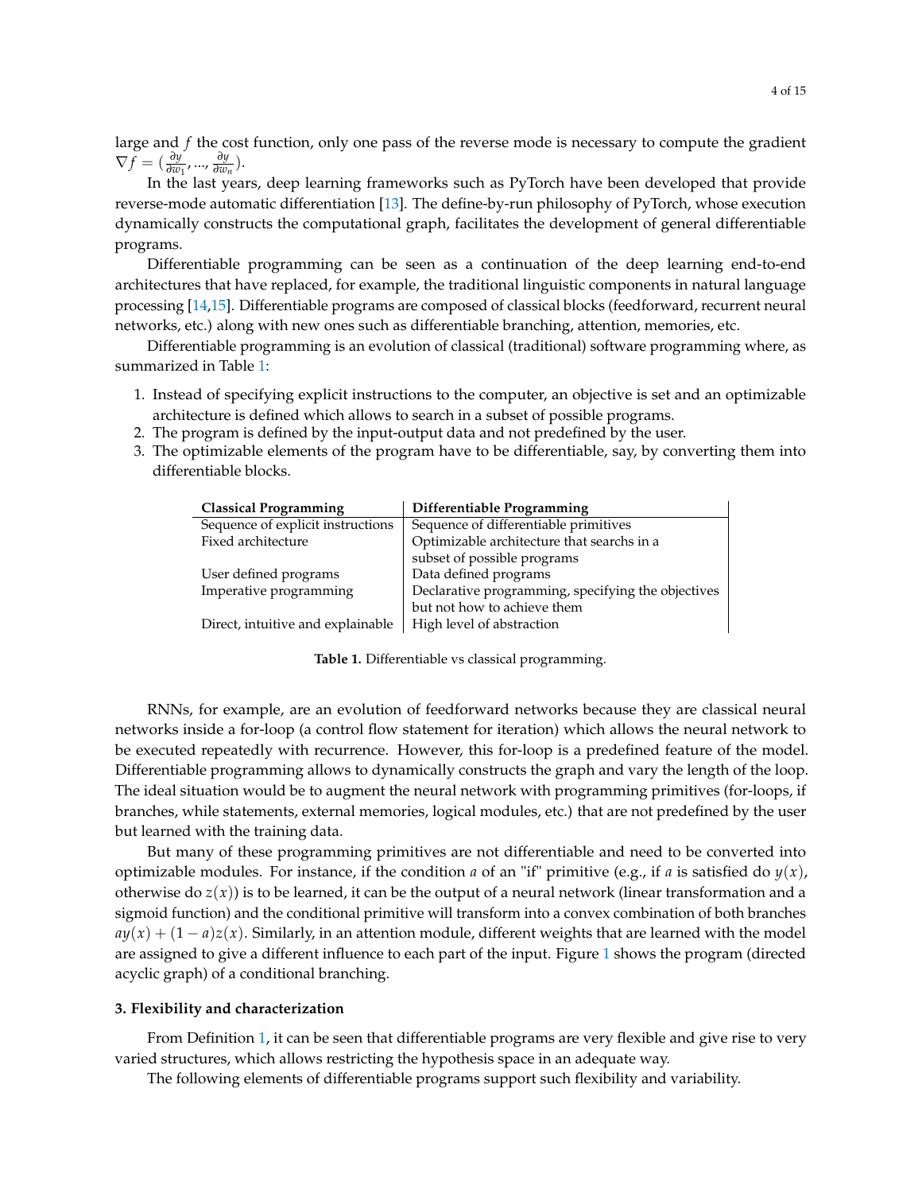large and $f$ the cost function, only one pass of the reverse mode is necessary to compute the gradient $\nabla f = (\frac{\partial y}{\partial w_1}, ..., \frac{\partial y}{\partial w_n})$.

In the last years, deep learning frameworks such as PyTorch have been developed that provide reverse-mode automatic differentiation [13]. The define-by-run philosophy of PyTorch, whose execution dynamically constructs the computational graph, facilitates the development of general differentiable programs.

Differentiable programming can be seen as a continuation of the deep learning end-to-end architectures that have replaced, for example, the traditional linguistic components in natural language processing [14,15]. Differentiable programs are composed of classical blocks (feedforward, recurrent neural networks, etc.) along with new ones such as differentiable branching, attention, memories, etc.

Differentiable programming is an evolution of classical (traditional) software programming where, as summarized in Table 1:

1. Instead of specifying explicit instructions to the computer, an objective is set and an optimizable architecture is defined which allows to search in a subset of possible programs.
2. The program is defined by the input-output data and not predefined by the user.
3. The optimizable elements of the program have to be differentiable, say, by converting them into differentiable blocks.

| Classical Programming | Differentiable Programming |
|---|---|
| Sequence of explicit instructions | Sequence of differentiable primitives |
| Fixed architecture | Optimizable architecture that searchs in a subset of possible programs |
| User defined programs | Data defined programs |
| Imperative programming | Declarative programming, specifying the objectives but not how to achieve them |
| Direct, intuitive and explainable | High level of abstraction |

**Table 1.** Differentiable vs classical programming.

RNNs, for example, are an evolution of feedforward networks because they are classical neural networks inside a for-loop (a control flow statement for iteration) which allows the neural network to be executed repeatedly with recurrence. However, this for-loop is a predefined feature of the model. Differentiable programming allows to dynamically constructs the graph and vary the length of the loop. The ideal situation would be to augment the neural network with programming primitives (for-loops, if branches, while statements, external memories, logical modules, etc.) that are not predefined by the user but learned with the training data.

But many of these programming primitives are not differentiable and need to be converted into optimizable modules. For instance, if the condition $a$ of an "if" primitive (e.g., if $a$ is satisfied do $y(x)$, otherwise do $z(x)$) is to be learned, it can be the output of a neural network (linear transformation and a sigmoid function) and the conditional primitive will transform into a convex combination of both branches $ay(x) + (1-a)z(x)$. Similarly, in an attention module, different weights that are learned with the model are assigned to give a different influence to each part of the input. Figure 1 shows the program (directed acyclic graph) of a conditional branching.

### 3. Flexibility and characterization

From Definition 1, it can be seen that differentiable programs are very flexible and give rise to very varied structures, which allows restricting the hypothesis space in an adequate way.

The following elements of differentiable programs support such flexibility and variability.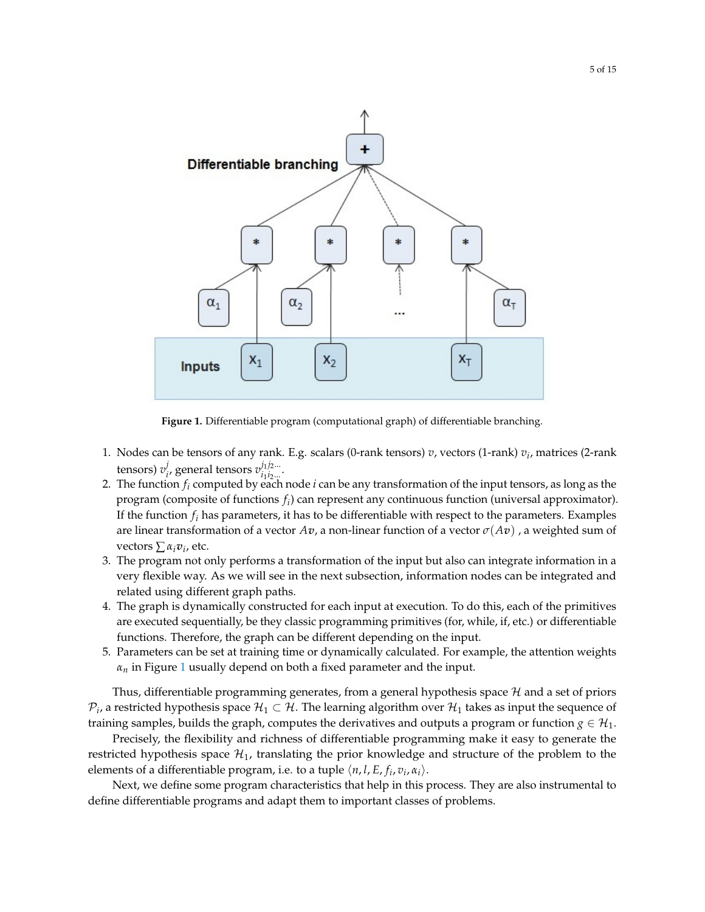**Figure 1.** Differentiable program (computational graph) of differentiable branching.

1. Nodes can be tensors of any rank. E.g. scalars (0-rank tensors) $v$, vectors (1-rank) $v_i$, matrices (2-rank tensors) $v_i^j$, general tensors $v_{i_1 i_2 \ldots}^{j_1 j_2 \ldots}$.
2. The function $f_i$ computed by each node $i$ can be any transformation of the input tensors, as long as the program (composite of functions $f_i$) can represent any continuous function (universal approximator). If the function $f_i$ has parameters, it has to be differentiable with respect to the parameters. Examples are linear transformation of a vector $A\boldsymbol{v}$, a non-linear function of a vector $\sigma(A\boldsymbol{v})$ , a weighted sum of vectors $\sum \alpha_i \boldsymbol{v}_i$, etc.
3. The program not only performs a transformation of the input but also can integrate information in a very flexible way. As we will see in the next subsection, information nodes can be integrated and related using different graph paths.
4. The graph is dynamically constructed for each input at execution. To do this, each of the primitives are executed sequentially, be they classic programming primitives (for, while, if, etc.) or differentiable functions. Therefore, the graph can be different depending on the input.
5. Parameters can be set at training time or dynamically calculated. For example, the attention weights $\alpha_n$ in Figure 1 usually depend on both a fixed parameter and the input.

Thus, differentiable programming generates, from a general hypothesis space $\mathcal{H}$ and a set of priors $\mathcal{P}_i$, a restricted hypothesis space $\mathcal{H}_1 \subset \mathcal{H}$. The learning algorithm over $\mathcal{H}_1$ takes as input the sequence of training samples, builds the graph, computes the derivatives and outputs a program or function $g \in \mathcal{H}_1$.

Precisely, the flexibility and richness of differentiable programming make it easy to generate the restricted hypothesis space $\mathcal{H}_1$, translating the prior knowledge and structure of the problem to the elements of a differentiable program, i.e. to a tuple $\langle n, l, E, f_i, v_i, \alpha_i \rangle$.

Next, we define some program characteristics that help in this process. They are also instrumental to define differentiable programs and adapt them to important classes of problems.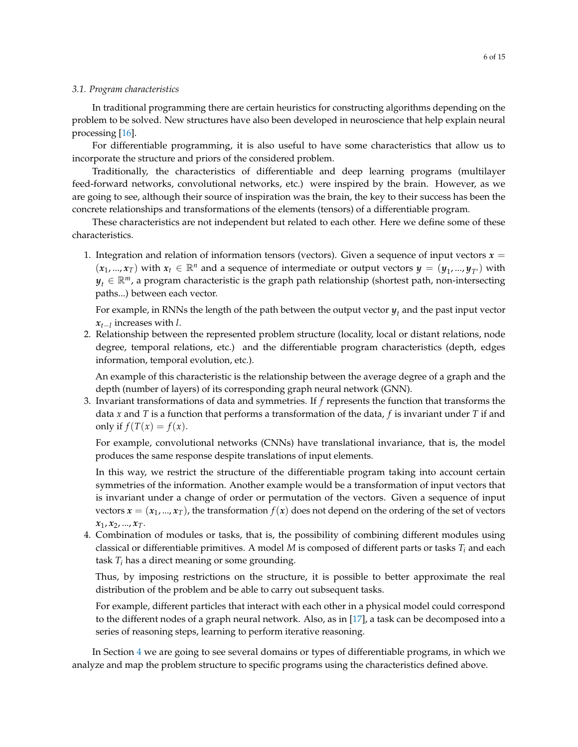### 3.1. Program characteristics

In traditional programming there are certain heuristics for constructing algorithms depending on the problem to be solved. New structures have also been developed in neuroscience that help explain neural processing [16].

For differentiable programming, it is also useful to have some characteristics that allow us to incorporate the structure and priors of the considered problem.

Traditionally, the characteristics of differentiable and deep learning programs (multilayer feed-forward networks, convolutional networks, etc.) were inspired by the brain. However, as we are going to see, although their source of inspiration was the brain, the key to their success has been the concrete relationships and transformations of the elements (tensors) of a differentiable program.

These characteristics are not independent but related to each other. Here we define some of these characteristics.

1. Integration and relation of information tensors (vectors). Given a sequence of input vectors $\boldsymbol{x} = (\boldsymbol{x}_1, ..., \boldsymbol{x}_T)$ with $\boldsymbol{x}_t \in \mathbb{R}^n$ and a sequence of intermediate or output vectors $\boldsymbol{y} = (\boldsymbol{y}_1, ..., \boldsymbol{y}_{T'})$ with $\boldsymbol{y}_t \in \mathbb{R}^m$, a program characteristic is the graph path relationship (shortest path, non-intersecting paths...) between each vector.

   For example, in RNNs the length of the path between the output vector $\boldsymbol{y}_t$ and the past input vector $\boldsymbol{x}_{t-l}$ increases with $l$.
2. Relationship between the represented problem structure (locality, local or distant relations, node degree, temporal relations, etc.) and the differentiable program characteristics (depth, edges information, temporal evolution, etc.).

   An example of this characteristic is the relationship between the average degree of a graph and the depth (number of layers) of its corresponding graph neural network (GNN).
3. Invariant transformations of data and symmetries. If $f$ represents the function that transforms the data $x$ and $T$ is a function that performs a transformation of the data, $f$ is invariant under $T$ if and only if $f(T(x) = f(x)$.

   For example, convolutional networks (CNNs) have translational invariance, that is, the model produces the same response despite translations of input elements.

   In this way, we restrict the structure of the differentiable program taking into account certain symmetries of the information. Another example would be a transformation of input vectors that is invariant under a change of order or permutation of the vectors. Given a sequence of input vectors $\boldsymbol{x} = (\boldsymbol{x}_1, ..., \boldsymbol{x}_T)$, the transformation $f(\boldsymbol{x})$ does not depend on the ordering of the set of vectors $\boldsymbol{x}_1, \boldsymbol{x}_2, ..., \boldsymbol{x}_T$.
4. Combination of modules or tasks, that is, the possibility of combining different modules using classical or differentiable primitives. A model $M$ is composed of different parts or tasks $T_i$ and each task $T_i$ has a direct meaning or some grounding.

   Thus, by imposing restrictions on the structure, it is possible to better approximate the real distribution of the problem and be able to carry out subsequent tasks.

   For example, different particles that interact with each other in a physical model could correspond to the different nodes of a graph neural network. Also, as in [17], a task can be decomposed into a series of reasoning steps, learning to perform iterative reasoning.

In Section 4 we are going to see several domains or types of differentiable programs, in which we analyze and map the problem structure to specific programs using the characteristics defined above.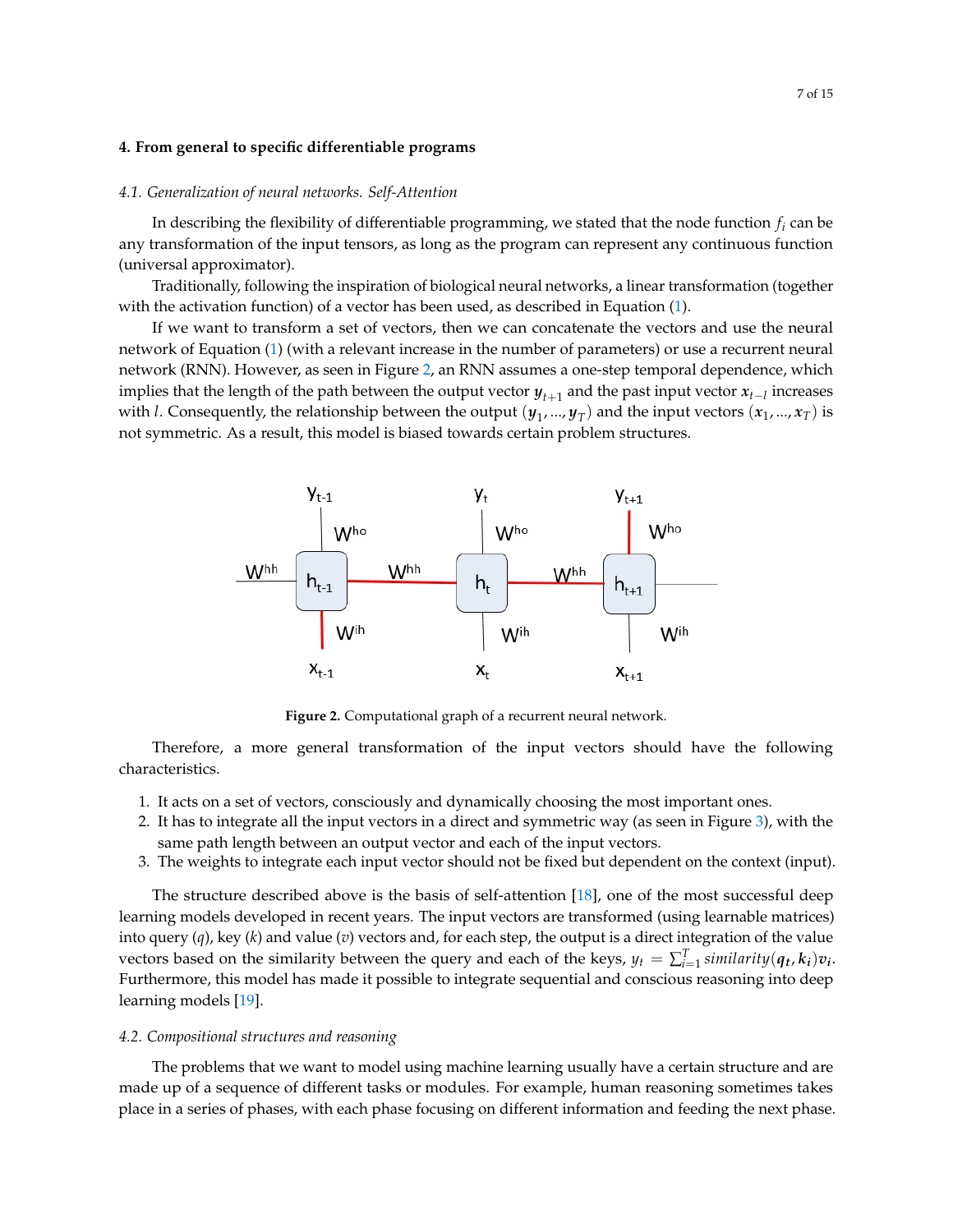## 4. From general to specific differentiable programs

### *4.1. Generalization of neural networks. Self-Attention*

In describing the flexibility of differentiable programming, we stated that the node function $f_i$ can be any transformation of the input tensors, as long as the program can represent any continuous function (universal approximator).

Traditionally, following the inspiration of biological neural networks, a linear transformation (together with the activation function) of a vector has been used, as described in Equation (1).

If we want to transform a set of vectors, then we can concatenate the vectors and use the neural network of Equation (1) (with a relevant increase in the number of parameters) or use a recurrent neural network (RNN). However, as seen in Figure 2, an RNN assumes a one-step temporal dependence, which implies that the length of the path between the output vector $\boldsymbol{y}_{t+1}$ and the past input vector $\boldsymbol{x}_{t-l}$ increases with $l$. Consequently, the relationship between the output $(\boldsymbol{y}_1, ..., \boldsymbol{y}_T)$ and the input vectors $(\boldsymbol{x}_1, ..., \boldsymbol{x}_T)$ is not symmetric. As a result, this model is biased towards certain problem structures.

**Figure 2.** Computational graph of a recurrent neural network.

Therefore, a more general transformation of the input vectors should have the following characteristics.

1. It acts on a set of vectors, consciously and dynamically choosing the most important ones.
2. It has to integrate all the input vectors in a direct and symmetric way (as seen in Figure 3), with the same path length between an output vector and each of the input vectors.
3. The weights to integrate each input vector should not be fixed but dependent on the context (input).

The structure described above is the basis of self-attention [18], one of the most successful deep learning models developed in recent years. The input vectors are transformed (using learnable matrices) into query ($q$), key ($k$) and value ($v$) vectors and, for each step, the output is a direct integration of the value vectors based on the similarity between the query and each of the keys, $y_t = \sum_{i=1}^{T} similarity(\boldsymbol{q_t}, \boldsymbol{k_i})\boldsymbol{v_i}$. Furthermore, this model has made it possible to integrate sequential and conscious reasoning into deep learning models [19].

### *4.2. Compositional structures and reasoning*

The problems that we want to model using machine learning usually have a certain structure and are made up of a sequence of different tasks or modules. For example, human reasoning sometimes takes place in a series of phases, with each phase focusing on different information and feeding the next phase.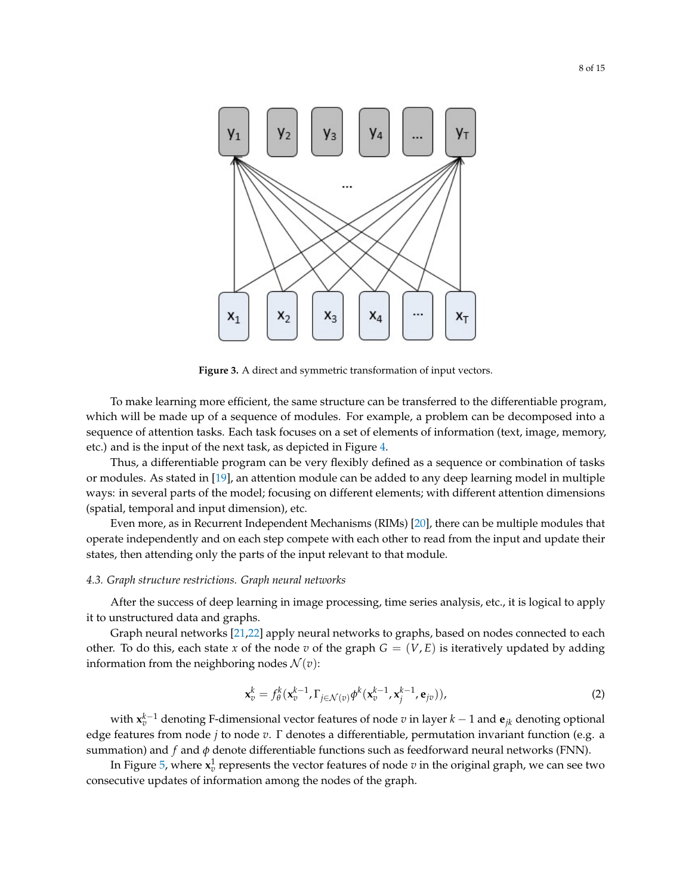**Figure 3.** A direct and symmetric transformation of input vectors.

To make learning more efficient, the same structure can be transferred to the differentiable program, which will be made up of a sequence of modules. For example, a problem can be decomposed into a sequence of attention tasks. Each task focuses on a set of elements of information (text, image, memory, etc.) and is the input of the next task, as depicted in Figure 4.

Thus, a differentiable program can be very flexibly defined as a sequence or combination of tasks or modules. As stated in [19], an attention module can be added to any deep learning model in multiple ways: in several parts of the model; focusing on different elements; with different attention dimensions (spatial, temporal and input dimension), etc.

Even more, as in Recurrent Independent Mechanisms (RIMs) [20], there can be multiple modules that operate independently and on each step compete with each other to read from the input and update their states, then attending only the parts of the input relevant to that module.

### *4.3. Graph structure restrictions. Graph neural networks*

After the success of deep learning in image processing, time series analysis, etc., it is logical to apply it to unstructured data and graphs.

Graph neural networks [21,22] apply neural networks to graphs, based on nodes connected to each other. To do this, each state $x$ of the node $v$ of the graph $G = (V, E)$ is iteratively updated by adding information from the neighboring nodes $\mathcal{N}(v)$:

$$\mathbf{x}_v^k = f_\theta^k(\mathbf{x}_v^{k-1}, \Gamma_{j \in \mathcal{N}(v)} \phi^k(\mathbf{x}_v^{k-1}, \mathbf{x}_j^{k-1}, \mathbf{e}_{jv})), \tag{2}$$

with $\mathbf{x}_v^{k-1}$ denoting F-dimensional vector features of node $v$ in layer $k-1$ and $\mathbf{e}_{jk}$ denoting optional edge features from node $j$ to node $v$. $\Gamma$ denotes a differentiable, permutation invariant function (e.g. a summation) and $f$ and $\phi$ denote differentiable functions such as feedforward neural networks (FNN).

In Figure 5, where $\mathbf{x}_v^1$ represents the vector features of node $v$ in the original graph, we can see two consecutive updates of information among the nodes of the graph.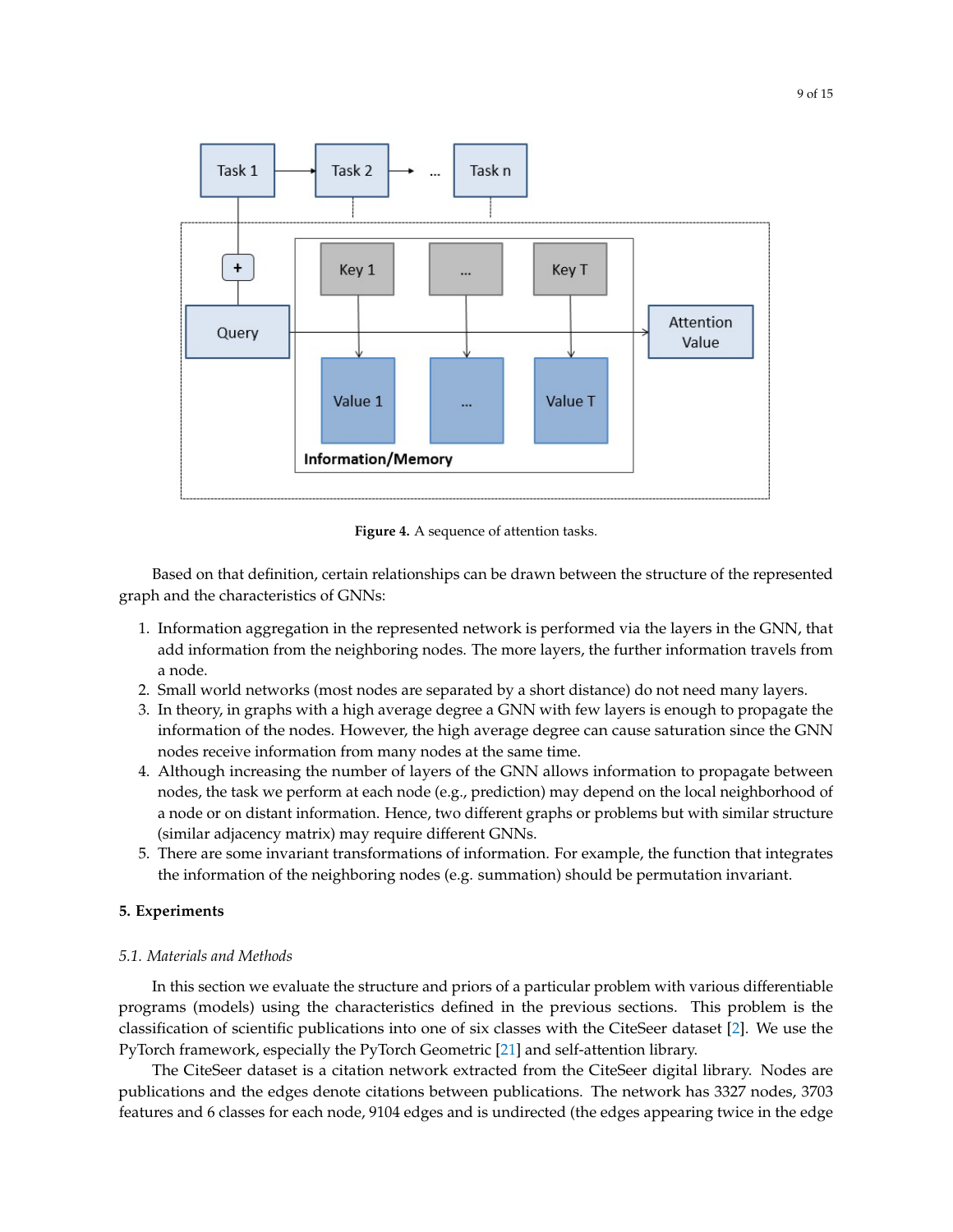**Figure 4.** A sequence of attention tasks.

Based on that definition, certain relationships can be drawn between the structure of the represented graph and the characteristics of GNNs:

1. Information aggregation in the represented network is performed via the layers in the GNN, that add information from the neighboring nodes. The more layers, the further information travels from a node.
2. Small world networks (most nodes are separated by a short distance) do not need many layers.
3. In theory, in graphs with a high average degree a GNN with few layers is enough to propagate the information of the nodes. However, the high average degree can cause saturation since the GNN nodes receive information from many nodes at the same time.
4. Although increasing the number of layers of the GNN allows information to propagate between nodes, the task we perform at each node (e.g., prediction) may depend on the local neighborhood of a node or on distant information. Hence, two different graphs or problems but with similar structure (similar adjacency matrix) may require different GNNs.
5. There are some invariant transformations of information. For example, the function that integrates the information of the neighboring nodes (e.g. summation) should be permutation invariant.

## 5. Experiments

### *5.1. Materials and Methods*

In this section we evaluate the structure and priors of a particular problem with various differentiable programs (models) using the characteristics defined in the previous sections. This problem is the classification of scientific publications into one of six classes with the CiteSeer dataset [2]. We use the PyTorch framework, especially the PyTorch Geometric [21] and self-attention library.

The CiteSeer dataset is a citation network extracted from the CiteSeer digital library. Nodes are publications and the edges denote citations between publications. The network has 3327 nodes, 3703 features and 6 classes for each node, 9104 edges and is undirected (the edges appearing twice in the edge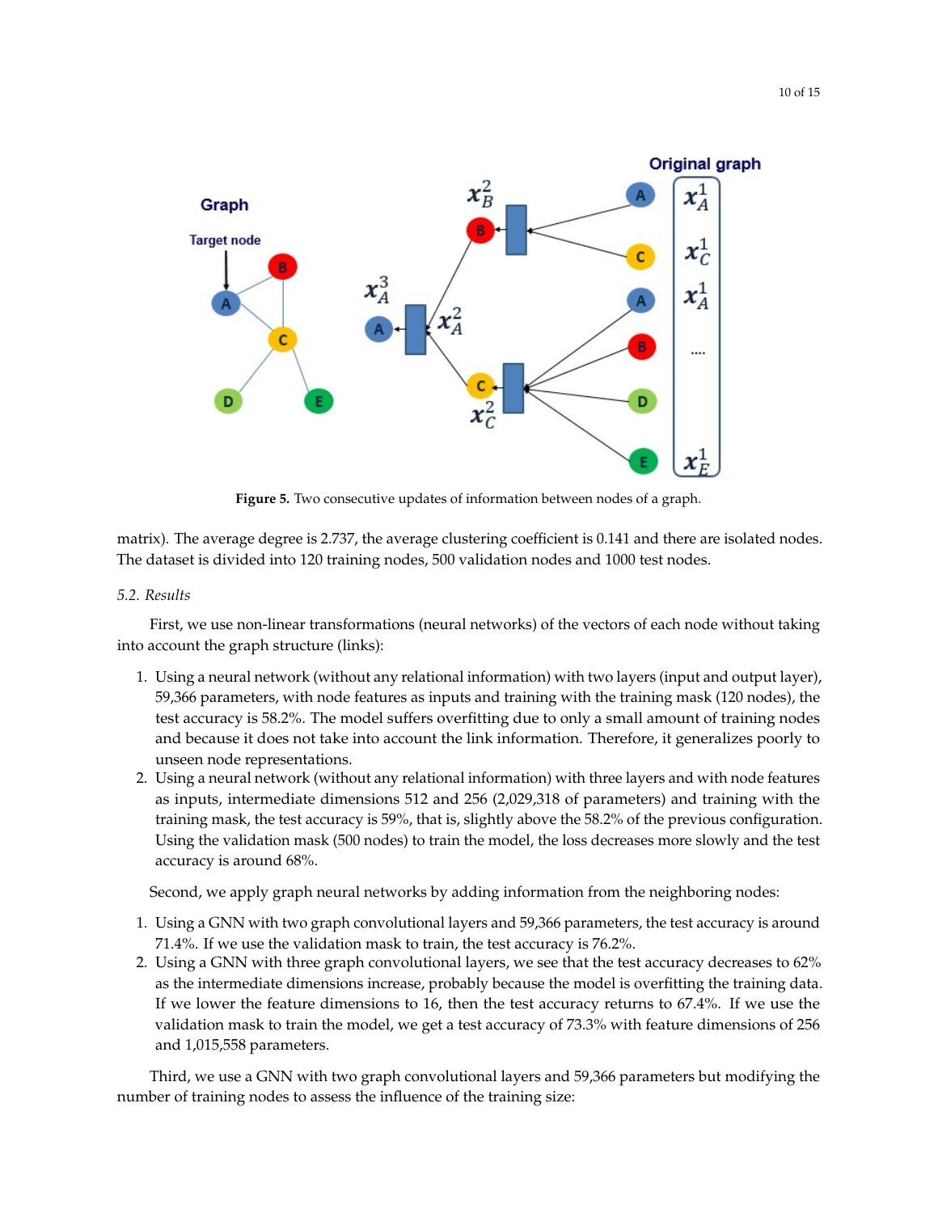Figure 5. Two consecutive updates of information between nodes of a graph.

matrix). The average degree is 2.737, the average clustering coefficient is 0.141 and there are isolated nodes. The dataset is divided into 120 training nodes, 500 validation nodes and 1000 test nodes.

### 5.2. Results

First, we use non-linear transformations (neural networks) of the vectors of each node without taking into account the graph structure (links):

1. Using a neural network (without any relational information) with two layers (input and output layer), 59,366 parameters, with node features as inputs and training with the training mask (120 nodes), the test accuracy is 58.2%. The model suffers overfitting due to only a small amount of training nodes and because it does not take into account the link information. Therefore, it generalizes poorly to unseen node representations.
2. Using a neural network (without any relational information) with three layers and with node features as inputs, intermediate dimensions 512 and 256 (2,029,318 of parameters) and training with the training mask, the test accuracy is 59%, that is, slightly above the 58.2% of the previous configuration. Using the validation mask (500 nodes) to train the model, the loss decreases more slowly and the test accuracy is around 68%.

Second, we apply graph neural networks by adding information from the neighboring nodes:

1. Using a GNN with two graph convolutional layers and 59,366 parameters, the test accuracy is around 71.4%. If we use the validation mask to train, the test accuracy is 76.2%.
2. Using a GNN with three graph convolutional layers, we see that the test accuracy decreases to 62% as the intermediate dimensions increase, probably because the model is overfitting the training data. If we lower the feature dimensions to 16, then the test accuracy returns to 67.4%. If we use the validation mask to train the model, we get a test accuracy of 73.3% with feature dimensions of 256 and 1,015,558 parameters.

Third, we use a GNN with two graph convolutional layers and 59,366 parameters but modifying the number of training nodes to assess the influence of the training size: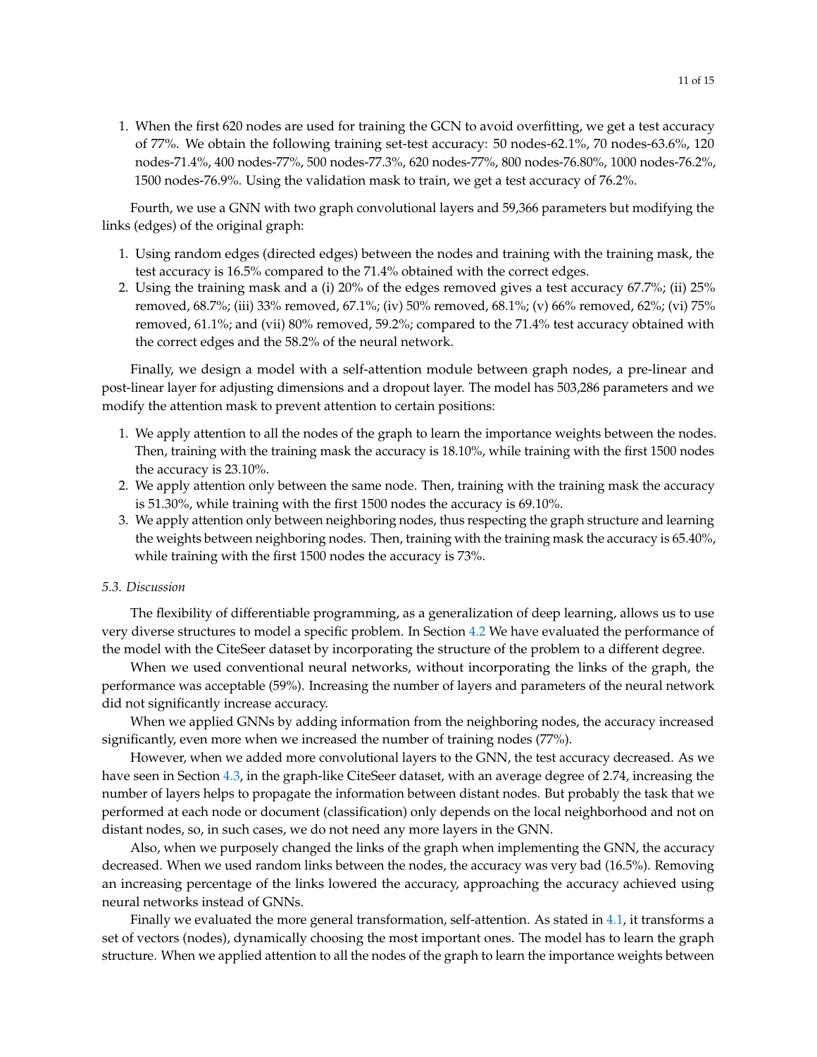1. When the first 620 nodes are used for training the GCN to avoid overfitting, we get a test accuracy of 77%. We obtain the following training set-test accuracy: 50 nodes-62.1%, 70 nodes-63.6%, 120 nodes-71.4%, 400 nodes-77%, 500 nodes-77.3%, 620 nodes-77%, 800 nodes-76.80%, 1000 nodes-76.2%, 1500 nodes-76.9%. Using the validation mask to train, we get a test accuracy of 76.2%.

Fourth, we use a GNN with two graph convolutional layers and 59,366 parameters but modifying the links (edges) of the original graph:

1. Using random edges (directed edges) between the nodes and training with the training mask, the test accuracy is 16.5% compared to the 71.4% obtained with the correct edges.
2. Using the training mask and a (i) 20% of the edges removed gives a test accuracy 67.7%; (ii) 25% removed, 68.7%; (iii) 33% removed, 67.1%; (iv) 50% removed, 68.1%; (v) 66% removed, 62%; (vi) 75% removed, 61.1%; and (vii) 80% removed, 59.2%; compared to the 71.4% test accuracy obtained with the correct edges and the 58.2% of the neural network.

Finally, we design a model with a self-attention module between graph nodes, a pre-linear and post-linear layer for adjusting dimensions and a dropout layer. The model has 503,286 parameters and we modify the attention mask to prevent attention to certain positions:

1. We apply attention to all the nodes of the graph to learn the importance weights between the nodes. Then, training with the training mask the accuracy is 18.10%, while training with the first 1500 nodes the accuracy is 23.10%.
2. We apply attention only between the same node. Then, training with the training mask the accuracy is 51.30%, while training with the first 1500 nodes the accuracy is 69.10%.
3. We apply attention only between neighboring nodes, thus respecting the graph structure and learning the weights between neighboring nodes. Then, training with the training mask the accuracy is 65.40%, while training with the first 1500 nodes the accuracy is 73%.

### *5.3. Discussion*

The flexibility of differentiable programming, as a generalization of deep learning, allows us to use very diverse structures to model a specific problem. In Section 4.2 We have evaluated the performance of the model with the CiteSeer dataset by incorporating the structure of the problem to a different degree.

When we used conventional neural networks, without incorporating the links of the graph, the performance was acceptable (59%). Increasing the number of layers and parameters of the neural network did not significantly increase accuracy.

When we applied GNNs by adding information from the neighboring nodes, the accuracy increased significantly, even more when we increased the number of training nodes (77%).

However, when we added more convolutional layers to the GNN, the test accuracy decreased. As we have seen in Section 4.3, in the graph-like CiteSeer dataset, with an average degree of 2.74, increasing the number of layers helps to propagate the information between distant nodes. But probably the task that we performed at each node or document (classification) only depends on the local neighborhood and not on distant nodes, so, in such cases, we do not need any more layers in the GNN.

Also, when we purposely changed the links of the graph when implementing the GNN, the accuracy decreased. When we used random links between the nodes, the accuracy was very bad (16.5%). Removing an increasing percentage of the links lowered the accuracy, approaching the accuracy achieved using neural networks instead of GNNs.

Finally we evaluated the more general transformation, self-attention. As stated in 4.1, it transforms a set of vectors (nodes), dynamically choosing the most important ones. The model has to learn the graph structure. When we applied attention to all the nodes of the graph to learn the importance weights between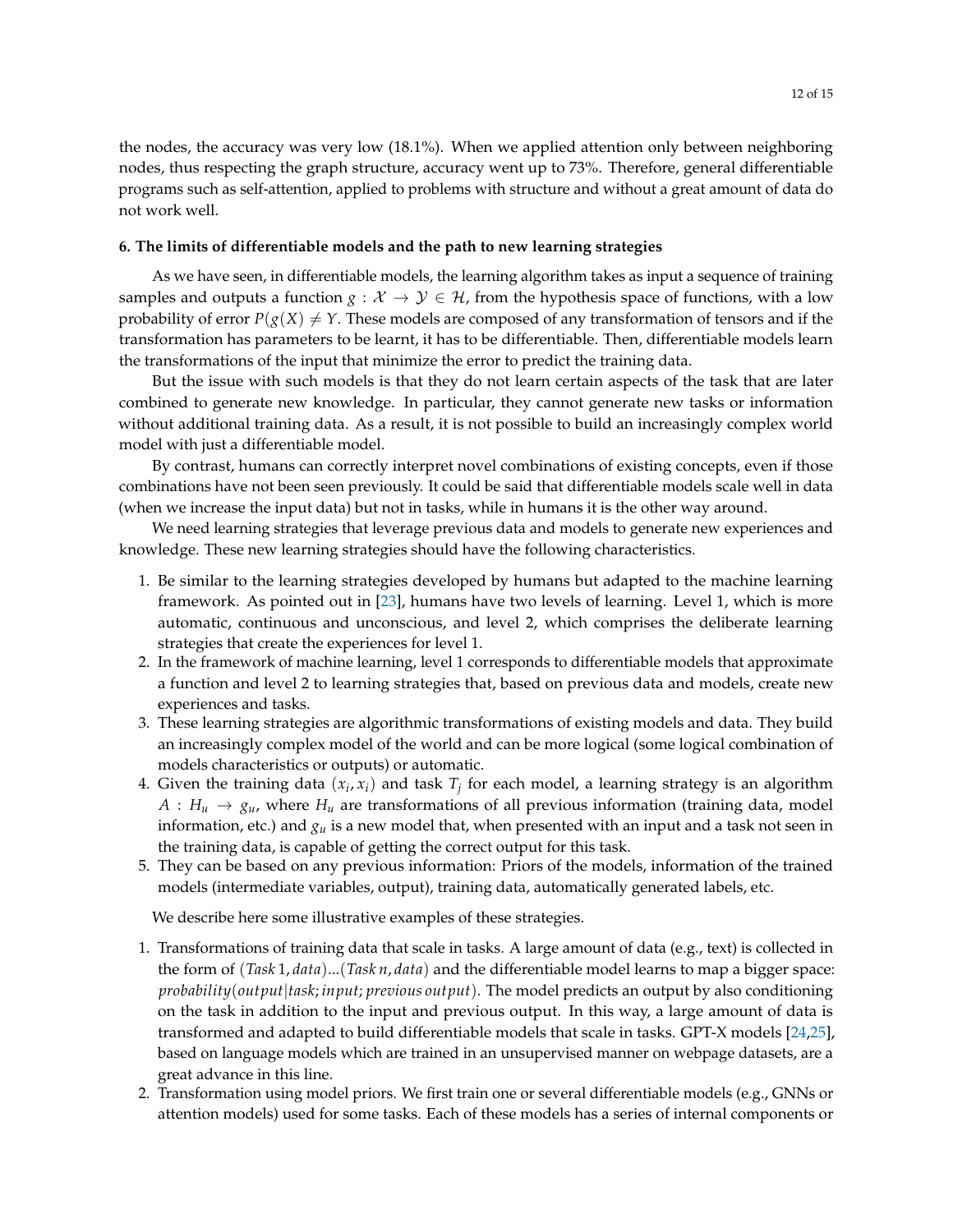the nodes, the accuracy was very low (18.1%). When we applied attention only between neighboring nodes, thus respecting the graph structure, accuracy went up to 73%. Therefore, general differentiable programs such as self-attention, applied to problems with structure and without a great amount of data do not work well.

## 6. The limits of differentiable models and the path to new learning strategies

As we have seen, in differentiable models, the learning algorithm takes as input a sequence of training samples and outputs a function $g : \mathcal{X} \rightarrow \mathcal{Y} \in \mathcal{H}$, from the hypothesis space of functions, with a low probability of error $P(g(X) \neq Y$. These models are composed of any transformation of tensors and if the transformation has parameters to be learnt, it has to be differentiable. Then, differentiable models learn the transformations of the input that minimize the error to predict the training data.

But the issue with such models is that they do not learn certain aspects of the task that are later combined to generate new knowledge. In particular, they cannot generate new tasks or information without additional training data. As a result, it is not possible to build an increasingly complex world model with just a differentiable model.

By contrast, humans can correctly interpret novel combinations of existing concepts, even if those combinations have not been seen previously. It could be said that differentiable models scale well in data (when we increase the input data) but not in tasks, while in humans it is the other way around.

We need learning strategies that leverage previous data and models to generate new experiences and knowledge. These new learning strategies should have the following characteristics.

1. Be similar to the learning strategies developed by humans but adapted to the machine learning framework. As pointed out in [23], humans have two levels of learning. Level 1, which is more automatic, continuous and unconscious, and level 2, which comprises the deliberate learning strategies that create the experiences for level 1.
2. In the framework of machine learning, level 1 corresponds to differentiable models that approximate a function and level 2 to learning strategies that, based on previous data and models, create new experiences and tasks.
3. These learning strategies are algorithmic transformations of existing models and data. They build an increasingly complex model of the world and can be more logical (some logical combination of models characteristics or outputs) or automatic.
4. Given the training data $(x_i, x_i)$ and task $T_j$ for each model, a learning strategy is an algorithm $A : H_u \rightarrow g_u$, where $H_u$ are transformations of all previous information (training data, model information, etc.) and $g_u$ is a new model that, when presented with an input and a task not seen in the training data, is capable of getting the correct output for this task.
5. They can be based on any previous information: Priors of the models, information of the trained models (intermediate variables, output), training data, automatically generated labels, etc.

We describe here some illustrative examples of these strategies.

1. Transformations of training data that scale in tasks. A large amount of data (e.g., text) is collected in the form of $(Task\,1, data)...(Task\,n, data)$ and the differentiable model learns to map a bigger space: $probability(output|task; input; previous\,output)$. The model predicts an output by also conditioning on the task in addition to the input and previous output. In this way, a large amount of data is transformed and adapted to build differentiable models that scale in tasks. GPT-X models [24,25], based on language models which are trained in an unsupervised manner on webpage datasets, are a great advance in this line.
2. Transformation using model priors. We first train one or several differentiable models (e.g., GNNs or attention models) used for some tasks. Each of these models has a series of internal components or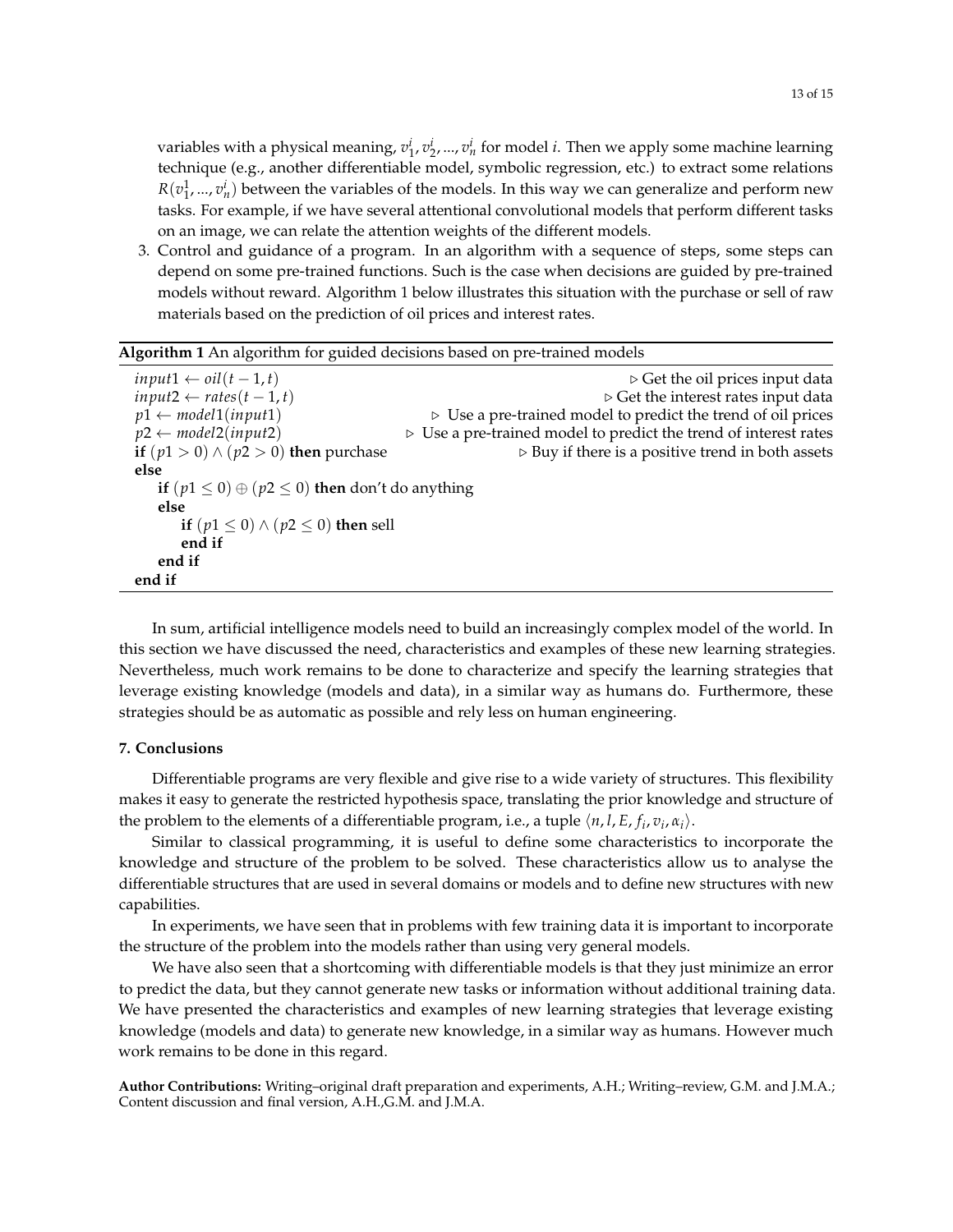variables with a physical meaning, $v_1^i, v_2^i, ..., v_n^i$ for model $i$. Then we apply some machine learning technique (e.g., another differentiable model, symbolic regression, etc.) to extract some relations $R(v_1^1, ..., v_n^i)$ between the variables of the models. In this way we can generalize and perform new tasks. For example, if we have several attentional convolutional models that perform different tasks on an image, we can relate the attention weights of the different models.

3. Control and guidance of a program. In an algorithm with a sequence of steps, some steps can depend on some pre-trained functions. Such is the case when decisions are guided by pre-trained models without reward. Algorithm 1 below illustrates this situation with the purchase or sell of raw materials based on the prediction of oil prices and interest rates.

**Algorithm 1** An algorithm for guided decisions based on pre-trained models

```
input1 ← oil(t − 1, t)                        ▷ Get the oil prices input data
input2 ← rates(t − 1, t)                      ▷ Get the interest rates input data
p1 ← model1(input1)      ▷ Use a pre-trained model to predict the trend of oil prices
p2 ← model2(input2)      ▷ Use a pre-trained model to predict the trend of interest rates
if (p1 > 0) ∧ (p2 > 0) then purchase          ▷ Buy if there is a positive trend in both assets
else
    if (p1 ≤ 0) ⊕ (p2 ≤ 0) then don't do anything
    else
        if (p1 ≤ 0) ∧ (p2 ≤ 0) then sell
        end if
    end if
end if
```

In sum, artificial intelligence models need to build an increasingly complex model of the world. In this section we have discussed the need, characteristics and examples of these new learning strategies. Nevertheless, much work remains to be done to characterize and specify the learning strategies that leverage existing knowledge (models and data), in a similar way as humans do. Furthermore, these strategies should be as automatic as possible and rely less on human engineering.

## 7. Conclusions

Differentiable programs are very flexible and give rise to a wide variety of structures. This flexibility makes it easy to generate the restricted hypothesis space, translating the prior knowledge and structure of the problem to the elements of a differentiable program, i.e., a tuple $\langle n, l, E, f_i, v_i, \alpha_i \rangle$.

Similar to classical programming, it is useful to define some characteristics to incorporate the knowledge and structure of the problem to be solved. These characteristics allow us to analyse the differentiable structures that are used in several domains or models and to define new structures with new capabilities.

In experiments, we have seen that in problems with few training data it is important to incorporate the structure of the problem into the models rather than using very general models.

We have also seen that a shortcoming with differentiable models is that they just minimize an error to predict the data, but they cannot generate new tasks or information without additional training data. We have presented the characteristics and examples of new learning strategies that leverage existing knowledge (models and data) to generate new knowledge, in a similar way as humans. However much work remains to be done in this regard.

**Author Contributions:** Writing–original draft preparation and experiments, A.H.; Writing–review, G.M. and J.M.A.; Content discussion and final version, A.H.,G.M. and J.M.A.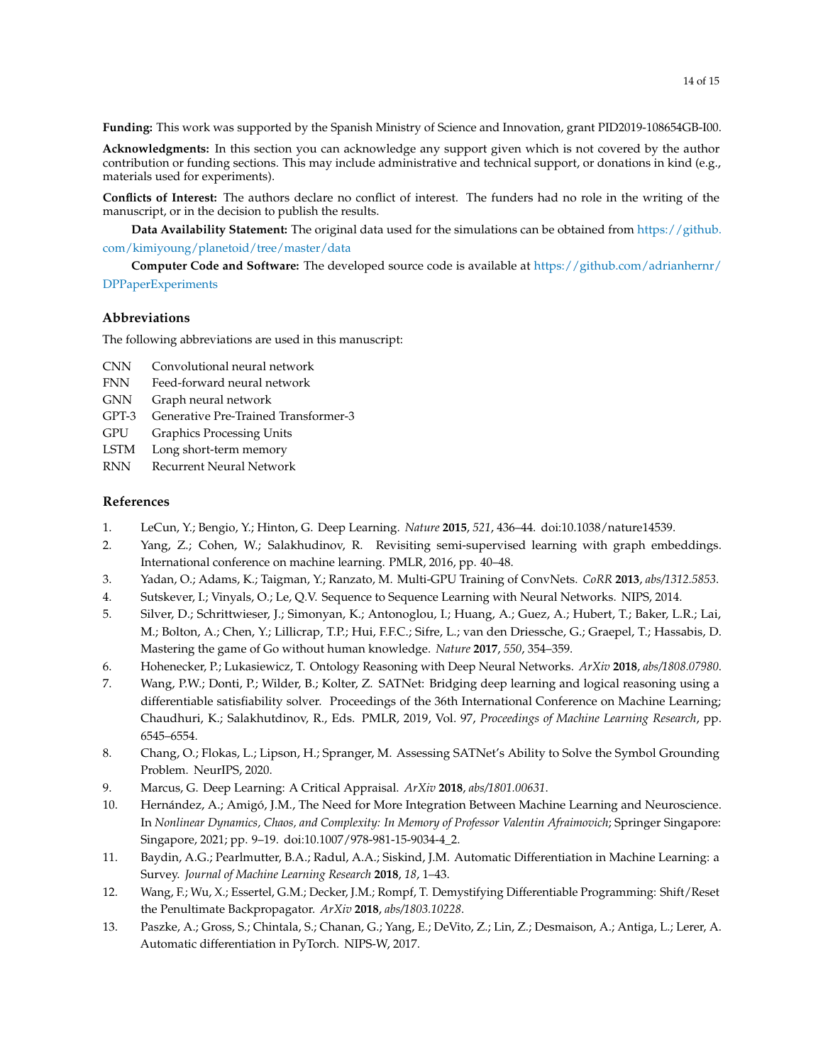**Funding:** This work was supported by the Spanish Ministry of Science and Innovation, grant PID2019-108654GB-I00.

**Acknowledgments:** In this section you can acknowledge any support given which is not covered by the author contribution or funding sections. This may include administrative and technical support, or donations in kind (e.g., materials used for experiments).

**Conflicts of Interest:** The authors declare no conflict of interest. The funders had no role in the writing of the manuscript, or in the decision to publish the results.

**Data Availability Statement:** The original data used for the simulations can be obtained from https://github.com/kimiyoung/planetoid/tree/master/data

**Computer Code and Software:** The developed source code is available at https://github.com/adrianhernr/DPPaperExperiments

## Abbreviations

The following abbreviations are used in this manuscript:

| | |
|---|---|
| CNN | Convolutional neural network |
| FNN | Feed-forward neural network |
| GNN | Graph neural network |
| GPT-3 | Generative Pre-Trained Transformer-3 |
| GPU | Graphics Processing Units |
| LSTM | Long short-term memory |
| RNN | Recurrent Neural Network |

## References

1. LeCun, Y.; Bengio, Y.; Hinton, G. Deep Learning. *Nature* **2015**, *521*, 436–44. doi:10.1038/nature14539.
2. Yang, Z.; Cohen, W.; Salakhudinov, R. Revisiting semi-supervised learning with graph embeddings. International conference on machine learning. PMLR, 2016, pp. 40–48.
3. Yadan, O.; Adams, K.; Taigman, Y.; Ranzato, M. Multi-GPU Training of ConvNets. *CoRR* **2013**, *abs/1312.5853*.
4. Sutskever, I.; Vinyals, O.; Le, Q.V. Sequence to Sequence Learning with Neural Networks. NIPS, 2014.
5. Silver, D.; Schrittwieser, J.; Simonyan, K.; Antonoglou, I.; Huang, A.; Guez, A.; Hubert, T.; Baker, L.R.; Lai, M.; Bolton, A.; Chen, Y.; Lillicrap, T.P.; Hui, F.F.C.; Sifre, L.; van den Driessche, G.; Graepel, T.; Hassabis, D. Mastering the game of Go without human knowledge. *Nature* **2017**, *550*, 354–359.
6. Hohenecker, P.; Lukasiewicz, T. Ontology Reasoning with Deep Neural Networks. *ArXiv* **2018**, *abs/1808.07980*.
7. Wang, P.W.; Donti, P.; Wilder, B.; Kolter, Z. SATNet: Bridging deep learning and logical reasoning using a differentiable satisfiability solver. Proceedings of the 36th International Conference on Machine Learning; Chaudhuri, K.; Salakhutdinov, R., Eds. PMLR, 2019, Vol. 97, *Proceedings of Machine Learning Research*, pp. 6545–6554.
8. Chang, O.; Flokas, L.; Lipson, H.; Spranger, M. Assessing SATNet's Ability to Solve the Symbol Grounding Problem. NeurIPS, 2020.
9. Marcus, G. Deep Learning: A Critical Appraisal. *ArXiv* **2018**, *abs/1801.00631*.
10. Hernández, A.; Amigó, J.M., The Need for More Integration Between Machine Learning and Neuroscience. In *Nonlinear Dynamics, Chaos, and Complexity: In Memory of Professor Valentin Afraimovich*; Springer Singapore: Singapore, 2021; pp. 9–19. doi:10.1007/978-981-15-9034-4_2.
11. Baydin, A.G.; Pearlmutter, B.A.; Radul, A.A.; Siskind, J.M. Automatic Differentiation in Machine Learning: a Survey. *Journal of Machine Learning Research* **2018**, *18*, 1–43.
12. Wang, F.; Wu, X.; Essertel, G.M.; Decker, J.M.; Rompf, T. Demystifying Differentiable Programming: Shift/Reset the Penultimate Backpropagator. *ArXiv* **2018**, *abs/1803.10228*.
13. Paszke, A.; Gross, S.; Chintala, S.; Chanan, G.; Yang, E.; DeVito, Z.; Lin, Z.; Desmaison, A.; Antiga, L.; Lerer, A. Automatic differentiation in PyTorch. NIPS-W, 2017.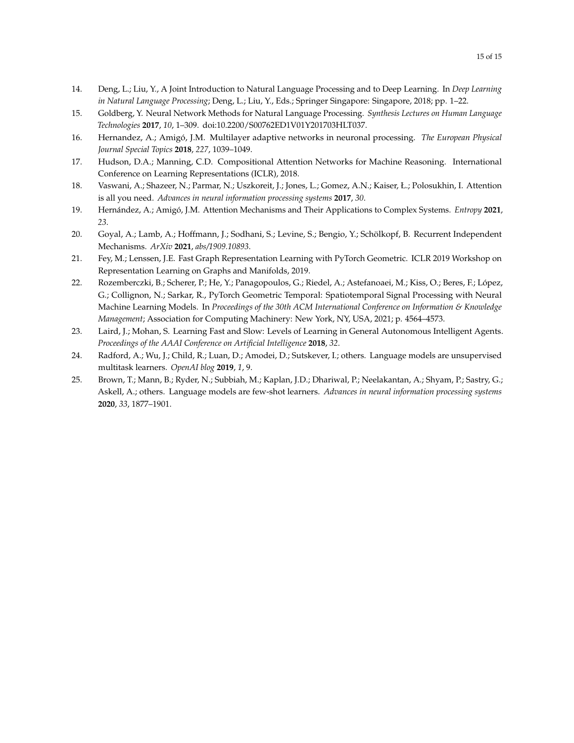14. Deng, L.; Liu, Y., A Joint Introduction to Natural Language Processing and to Deep Learning. In *Deep Learning in Natural Language Processing*; Deng, L.; Liu, Y., Eds.; Springer Singapore: Singapore, 2018; pp. 1–22.
15. Goldberg, Y. Neural Network Methods for Natural Language Processing. *Synthesis Lectures on Human Language Technologies* **2017**, *10*, 1–309. doi:10.2200/S00762ED1V01Y201703HLT037.
16. Hernandez, A.; Amigó, J.M. Multilayer adaptive networks in neuronal processing. *The European Physical Journal Special Topics* **2018**, *227*, 1039–1049.
17. Hudson, D.A.; Manning, C.D. Compositional Attention Networks for Machine Reasoning. International Conference on Learning Representations (ICLR), 2018.
18. Vaswani, A.; Shazeer, N.; Parmar, N.; Uszkoreit, J.; Jones, L.; Gomez, A.N.; Kaiser, Ł.; Polosukhin, I. Attention is all you need. *Advances in neural information processing systems* **2017**, *30*.
19. Hernández, A.; Amigó, J.M. Attention Mechanisms and Their Applications to Complex Systems. *Entropy* **2021**, *23*.
20. Goyal, A.; Lamb, A.; Hoffmann, J.; Sodhani, S.; Levine, S.; Bengio, Y.; Schölkopf, B. Recurrent Independent Mechanisms. *ArXiv* **2021**, *abs/1909.10893*.
21. Fey, M.; Lenssen, J.E. Fast Graph Representation Learning with PyTorch Geometric. ICLR 2019 Workshop on Representation Learning on Graphs and Manifolds, 2019.
22. Rozemberczki, B.; Scherer, P.; He, Y.; Panagopoulos, G.; Riedel, A.; Astefanoaei, M.; Kiss, O.; Beres, F.; López, G.; Collignon, N.; Sarkar, R., PyTorch Geometric Temporal: Spatiotemporal Signal Processing with Neural Machine Learning Models. In *Proceedings of the 30th ACM International Conference on Information & Knowledge Management*; Association for Computing Machinery: New York, NY, USA, 2021; p. 4564–4573.
23. Laird, J.; Mohan, S. Learning Fast and Slow: Levels of Learning in General Autonomous Intelligent Agents. *Proceedings of the AAAI Conference on Artificial Intelligence* **2018**, *32*.
24. Radford, A.; Wu, J.; Child, R.; Luan, D.; Amodei, D.; Sutskever, I.; others. Language models are unsupervised multitask learners. *OpenAI blog* **2019**, *1*, 9.
25. Brown, T.; Mann, B.; Ryder, N.; Subbiah, M.; Kaplan, J.D.; Dhariwal, P.; Neelakantan, A.; Shyam, P.; Sastry, G.; Askell, A.; others. Language models are few-shot learners. *Advances in neural information processing systems* **2020**, *33*, 1877–1901.